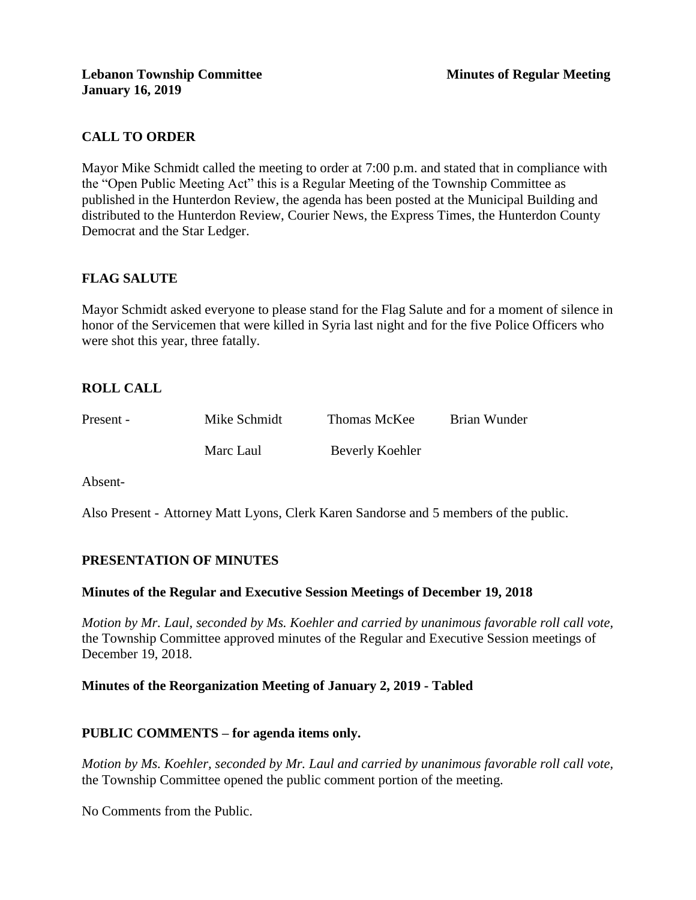**Lebanon Township Committee** **Minutes of Regular Meeting**
**January 16, 2019**

## CALL TO ORDER

Mayor Mike Schmidt called the meeting to order at 7:00 p.m. and stated that in compliance with the "Open Public Meeting Act" this is a Regular Meeting of the Township Committee as published in the Hunterdon Review, the agenda has been posted at the Municipal Building and distributed to the Hunterdon Review, Courier News, the Express Times, the Hunterdon County Democrat and the Star Ledger.

## FLAG SALUTE

Mayor Schmidt asked everyone to please stand for the Flag Salute and for a moment of silence in honor of the Servicemen that were killed in Syria last night and for the five Police Officers who were shot this year, three fatally.

## ROLL CALL

| | | | |
|---|---|---|---|
| Present - | Mike Schmidt | Thomas McKee | Brian Wunder |
| | Marc Laul | Beverly Koehler | |

Absent-

Also Present - Attorney Matt Lyons, Clerk Karen Sandorse and 5 members of the public.

## PRESENTATION OF MINUTES

### Minutes of the Regular and Executive Session Meetings of December 19, 2018

*Motion by Mr. Laul, seconded by Ms. Koehler and carried by unanimous favorable roll call vote,* the Township Committee approved minutes of the Regular and Executive Session meetings of December 19, 2018.

### Minutes of the Reorganization Meeting of January 2, 2019 - Tabled

## PUBLIC COMMENTS – for agenda items only.

*Motion by Ms. Koehler, seconded by Mr. Laul and carried by unanimous favorable roll call vote,* the Township Committee opened the public comment portion of the meeting.

No Comments from the Public.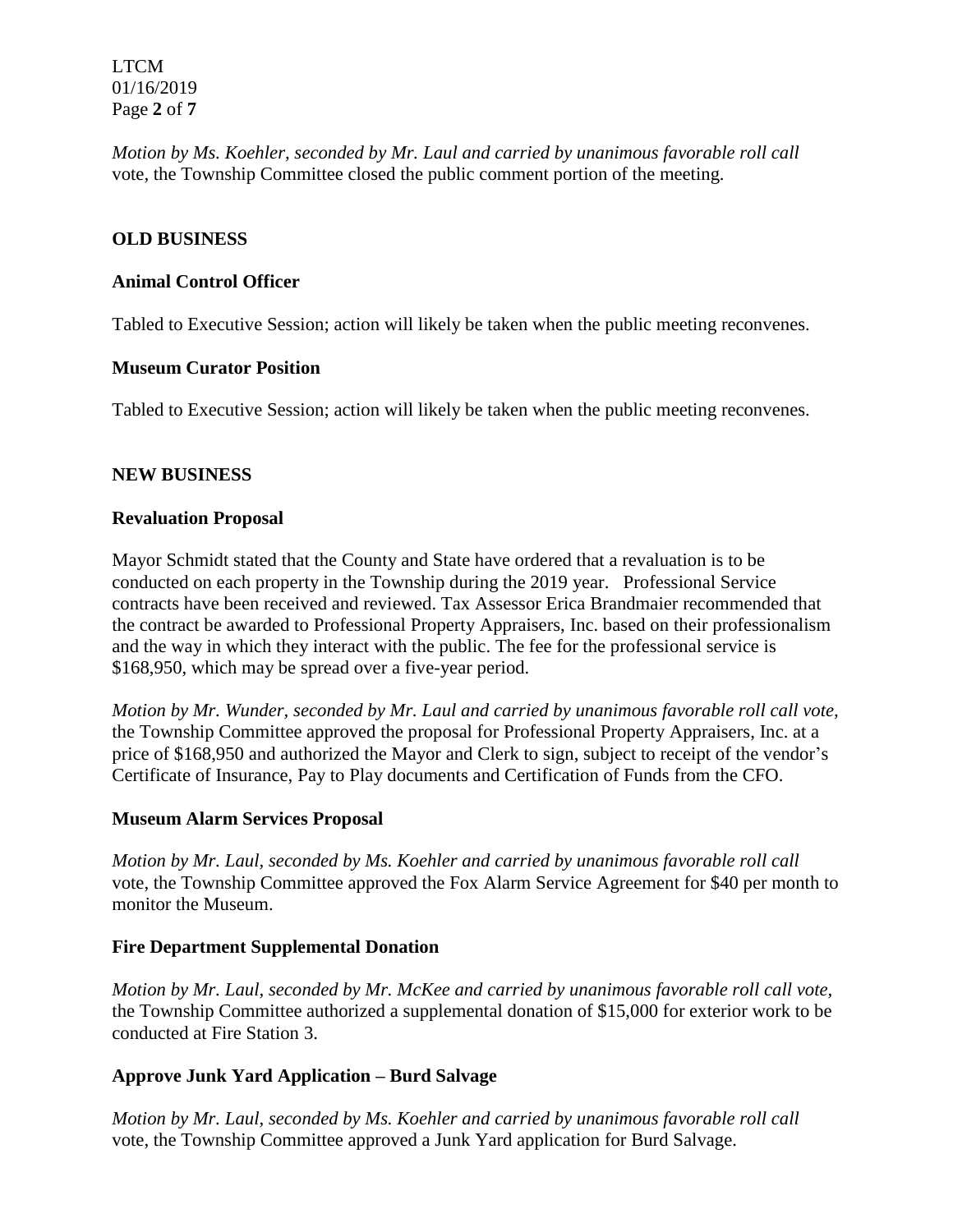*Motion by Ms. Koehler, seconded by Mr. Laul and carried by unanimous favorable roll call* vote, the Township Committee closed the public comment portion of the meeting.

## OLD BUSINESS

### Animal Control Officer

Tabled to Executive Session; action will likely be taken when the public meeting reconvenes.

### Museum Curator Position

Tabled to Executive Session; action will likely be taken when the public meeting reconvenes.

## NEW BUSINESS

### Revaluation Proposal

Mayor Schmidt stated that the County and State have ordered that a revaluation is to be conducted on each property in the Township during the 2019 year. Professional Service contracts have been received and reviewed. Tax Assessor Erica Brandmaier recommended that the contract be awarded to Professional Property Appraisers, Inc. based on their professionalism and the way in which they interact with the public. The fee for the professional service is $168,950, which may be spread over a five-year period.

*Motion by Mr. Wunder, seconded by Mr. Laul and carried by unanimous favorable roll call vote,* the Township Committee approved the proposal for Professional Property Appraisers, Inc. at a price of $168,950 and authorized the Mayor and Clerk to sign, subject to receipt of the vendor's Certificate of Insurance, Pay to Play documents and Certification of Funds from the CFO.

### Museum Alarm Services Proposal

*Motion by Mr. Laul, seconded by Ms. Koehler and carried by unanimous favorable roll call* vote, the Township Committee approved the Fox Alarm Service Agreement for $40 per month to monitor the Museum.

### Fire Department Supplemental Donation

*Motion by Mr. Laul, seconded by Mr. McKee and carried by unanimous favorable roll call vote,* the Township Committee authorized a supplemental donation of $15,000 for exterior work to be conducted at Fire Station 3.

### Approve Junk Yard Application – Burd Salvage

*Motion by Mr. Laul, seconded by Ms. Koehler and carried by unanimous favorable roll call* vote, the Township Committee approved a Junk Yard application for Burd Salvage.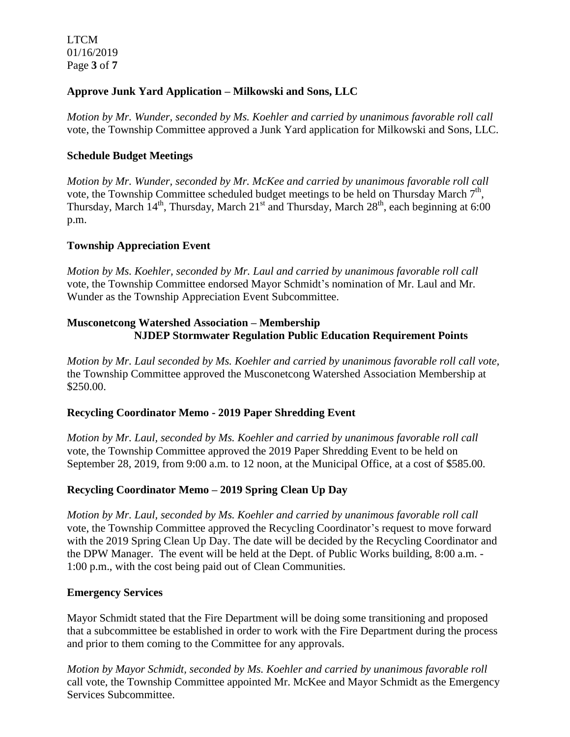**Approve Junk Yard Application – Milkowski and Sons, LLC**

*Motion by Mr. Wunder, seconded by Ms. Koehler and carried by unanimous favorable roll call* vote, the Township Committee approved a Junk Yard application for Milkowski and Sons, LLC.

**Schedule Budget Meetings**

*Motion by Mr. Wunder, seconded by Mr. McKee and carried by unanimous favorable roll call* vote, the Township Committee scheduled budget meetings to be held on Thursday March 7th, Thursday, March 14th, Thursday, March 21st and Thursday, March 28th, each beginning at 6:00 p.m.

**Township Appreciation Event**

*Motion by Ms. Koehler, seconded by Mr. Laul and carried by unanimous favorable roll call* vote, the Township Committee endorsed Mayor Schmidt's nomination of Mr. Laul and Mr. Wunder as the Township Appreciation Event Subcommittee.

**Musconetcong Watershed Association – Membership**
**NJDEP Stormwater Regulation Public Education Requirement Points**

*Motion by Mr. Laul seconded by Ms. Koehler and carried by unanimous favorable roll call vote,* the Township Committee approved the Musconetcong Watershed Association Membership at \$250.00.

**Recycling Coordinator Memo - 2019 Paper Shredding Event**

*Motion by Mr. Laul, seconded by Ms. Koehler and carried by unanimous favorable roll call* vote, the Township Committee approved the 2019 Paper Shredding Event to be held on September 28, 2019, from 9:00 a.m. to 12 noon, at the Municipal Office, at a cost of \$585.00.

**Recycling Coordinator Memo – 2019 Spring Clean Up Day**

*Motion by Mr. Laul, seconded by Ms. Koehler and carried by unanimous favorable roll call* vote, the Township Committee approved the Recycling Coordinator's request to move forward with the 2019 Spring Clean Up Day. The date will be decided by the Recycling Coordinator and the DPW Manager. The event will be held at the Dept. of Public Works building, 8:00 a.m. - 1:00 p.m., with the cost being paid out of Clean Communities.

**Emergency Services**

Mayor Schmidt stated that the Fire Department will be doing some transitioning and proposed that a subcommittee be established in order to work with the Fire Department during the process and prior to them coming to the Committee for any approvals.

*Motion by Mayor Schmidt, seconded by Ms. Koehler and carried by unanimous favorable roll* call vote, the Township Committee appointed Mr. McKee and Mayor Schmidt as the Emergency Services Subcommittee.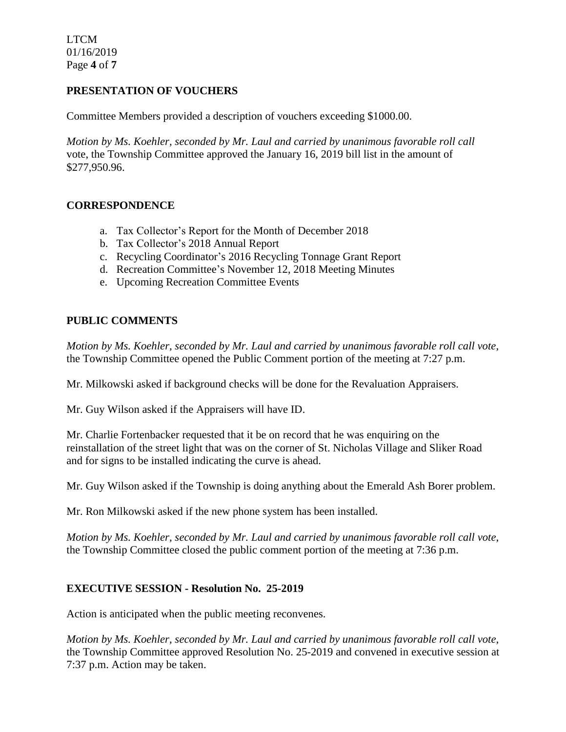## PRESENTATION OF VOUCHERS

Committee Members provided a description of vouchers exceeding $1000.00.

*Motion by Ms. Koehler, seconded by Mr. Laul and carried by unanimous favorable roll call* vote, the Township Committee approved the January 16, 2019 bill list in the amount of $277,950.96.

## CORRESPONDENCE

a. Tax Collector's Report for the Month of December 2018
b. Tax Collector's 2018 Annual Report
c. Recycling Coordinator's 2016 Recycling Tonnage Grant Report
d. Recreation Committee's November 12, 2018 Meeting Minutes
e. Upcoming Recreation Committee Events

## PUBLIC COMMENTS

*Motion by Ms. Koehler, seconded by Mr. Laul and carried by unanimous favorable roll call vote*, the Township Committee opened the Public Comment portion of the meeting at 7:27 p.m.

Mr. Milkowski asked if background checks will be done for the Revaluation Appraisers.

Mr. Guy Wilson asked if the Appraisers will have ID.

Mr. Charlie Fortenbacker requested that it be on record that he was enquiring on the reinstallation of the street light that was on the corner of St. Nicholas Village and Sliker Road and for signs to be installed indicating the curve is ahead.

Mr. Guy Wilson asked if the Township is doing anything about the Emerald Ash Borer problem.

Mr. Ron Milkowski asked if the new phone system has been installed.

*Motion by Ms. Koehler, seconded by Mr. Laul and carried by unanimous favorable roll call vote*, the Township Committee closed the public comment portion of the meeting at 7:36 p.m.

## EXECUTIVE SESSION - Resolution No. 25-2019

Action is anticipated when the public meeting reconvenes.

*Motion by Ms. Koehler, seconded by Mr. Laul and carried by unanimous favorable roll call vote*, the Township Committee approved Resolution No. 25-2019 and convened in executive session at 7:37 p.m. Action may be taken.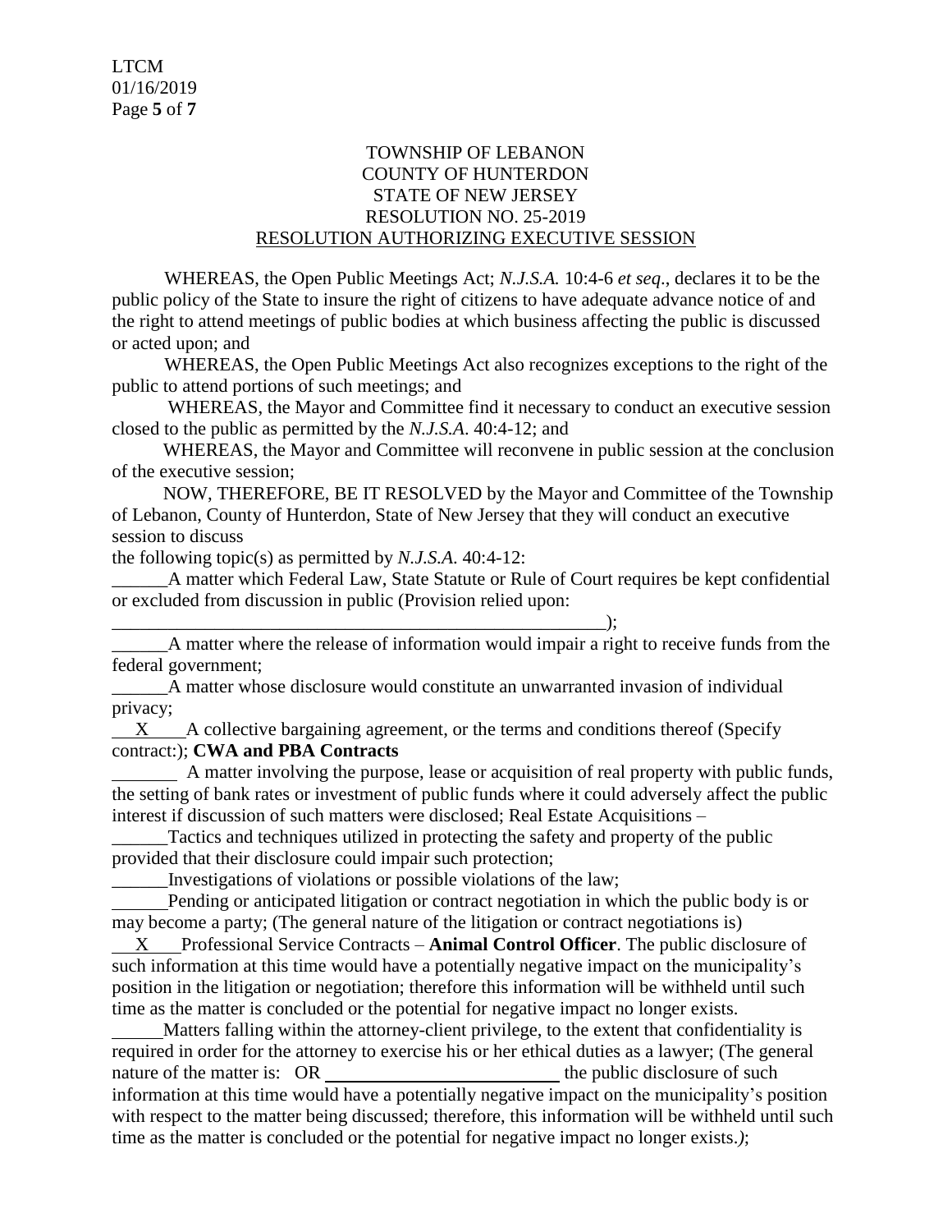TOWNSHIP OF LEBANON
COUNTY OF HUNTERDON
STATE OF NEW JERSEY
RESOLUTION NO. 25-2019
RESOLUTION AUTHORIZING EXECUTIVE SESSION

WHEREAS, the Open Public Meetings Act; *N.J.S.A.* 10:4-6 *et seq*., declares it to be the public policy of the State to insure the right of citizens to have adequate advance notice of and the right to attend meetings of public bodies at which business affecting the public is discussed or acted upon; and

WHEREAS, the Open Public Meetings Act also recognizes exceptions to the right of the public to attend portions of such meetings; and

WHEREAS, the Mayor and Committee find it necessary to conduct an executive session closed to the public as permitted by the *N.J.S.A*. 40:4-12; and

WHEREAS, the Mayor and Committee will reconvene in public session at the conclusion of the executive session;

NOW, THEREFORE, BE IT RESOLVED by the Mayor and Committee of the Township of Lebanon, County of Hunterdon, State of New Jersey that they will conduct an executive session to discuss

the following topic(s) as permitted by *N.J.S.A*. 40:4-12:

______A matter which Federal Law, State Statute or Rule of Court requires be kept confidential or excluded from discussion in public (Provision relied upon: _______________________________________________________);

______A matter where the release of information would impair a right to receive funds from the federal government;

______A matter whose disclosure would constitute an unwarranted invasion of individual privacy;

___X___A collective bargaining agreement, or the terms and conditions thereof (Specify contract:); **CWA and PBA Contracts**

_______ A matter involving the purpose, lease or acquisition of real property with public funds, the setting of bank rates or investment of public funds where it could adversely affect the public interest if discussion of such matters were disclosed; Real Estate Acquisitions –

______Tactics and techniques utilized in protecting the safety and property of the public provided that their disclosure could impair such protection;

______Investigations of violations or possible violations of the law;

______Pending or anticipated litigation or contract negotiation in which the public body is or may become a party; (The general nature of the litigation or contract negotiations is)

___X___Professional Service Contracts – **Animal Control Officer**. The public disclosure of such information at this time would have a potentially negative impact on the municipality's position in the litigation or negotiation; therefore this information will be withheld until such time as the matter is concluded or the potential for negative impact no longer exists.

______Matters falling within the attorney-client privilege, to the extent that confidentiality is required in order for the attorney to exercise his or her ethical duties as a lawyer; (The general nature of the matter is: OR __________________________ the public disclosure of such information at this time would have a potentially negative impact on the municipality's position with respect to the matter being discussed; therefore, this information will be withheld until such time as the matter is concluded or the potential for negative impact no longer exists.*)*;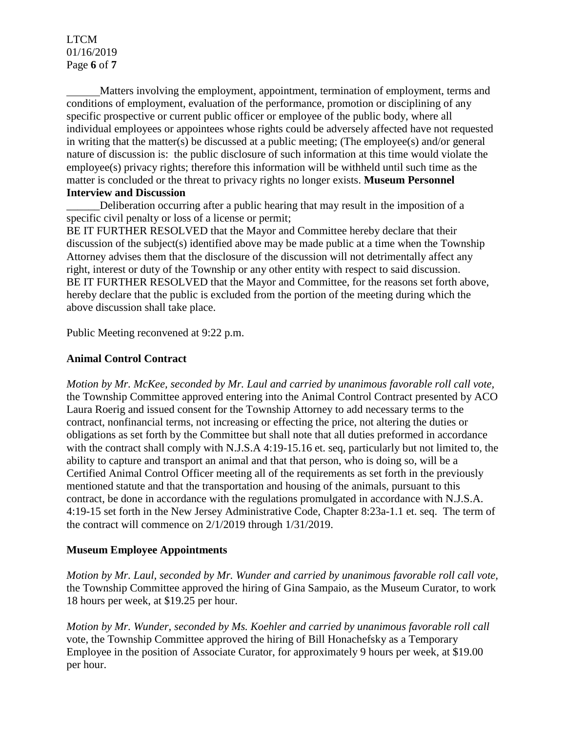______Matters involving the employment, appointment, termination of employment, terms and conditions of employment, evaluation of the performance, promotion or disciplining of any specific prospective or current public officer or employee of the public body, where all individual employees or appointees whose rights could be adversely affected have not requested in writing that the matter(s) be discussed at a public meeting; (The employee(s) and/or general nature of discussion is: the public disclosure of such information at this time would violate the employee(s) privacy rights; therefore this information will be withheld until such time as the matter is concluded or the threat to privacy rights no longer exists. **Museum Personnel Interview and Discussion**

______Deliberation occurring after a public hearing that may result in the imposition of a specific civil penalty or loss of a license or permit;

BE IT FURTHER RESOLVED that the Mayor and Committee hereby declare that their discussion of the subject(s) identified above may be made public at a time when the Township Attorney advises them that the disclosure of the discussion will not detrimentally affect any right, interest or duty of the Township or any other entity with respect to said discussion.

BE IT FURTHER RESOLVED that the Mayor and Committee, for the reasons set forth above, hereby declare that the public is excluded from the portion of the meeting during which the above discussion shall take place.

Public Meeting reconvened at 9:22 p.m.

**Animal Control Contract**

*Motion by Mr. McKee, seconded by Mr. Laul and carried by unanimous favorable roll call vote,* the Township Committee approved entering into the Animal Control Contract presented by ACO Laura Roerig and issued consent for the Township Attorney to add necessary terms to the contract, nonfinancial terms, not increasing or effecting the price, not altering the duties or obligations as set forth by the Committee but shall note that all duties preformed in accordance with the contract shall comply with N.J.S.A 4:19-15.16 et. seq, particularly but not limited to, the ability to capture and transport an animal and that that person, who is doing so, will be a Certified Animal Control Officer meeting all of the requirements as set forth in the previously mentioned statute and that the transportation and housing of the animals, pursuant to this contract, be done in accordance with the regulations promulgated in accordance with N.J.S.A. 4:19-15 set forth in the New Jersey Administrative Code, Chapter 8:23a-1.1 et. seq. The term of the contract will commence on 2/1/2019 through 1/31/2019.

**Museum Employee Appointments**

*Motion by Mr. Laul, seconded by Mr. Wunder and carried by unanimous favorable roll call vote,* the Township Committee approved the hiring of Gina Sampaio, as the Museum Curator, to work 18 hours per week, at $19.25 per hour.

*Motion by Mr. Wunder, seconded by Ms. Koehler and carried by unanimous favorable roll call* vote, the Township Committee approved the hiring of Bill Honachefsky as a Temporary Employee in the position of Associate Curator, for approximately 9 hours per week, at $19.00 per hour.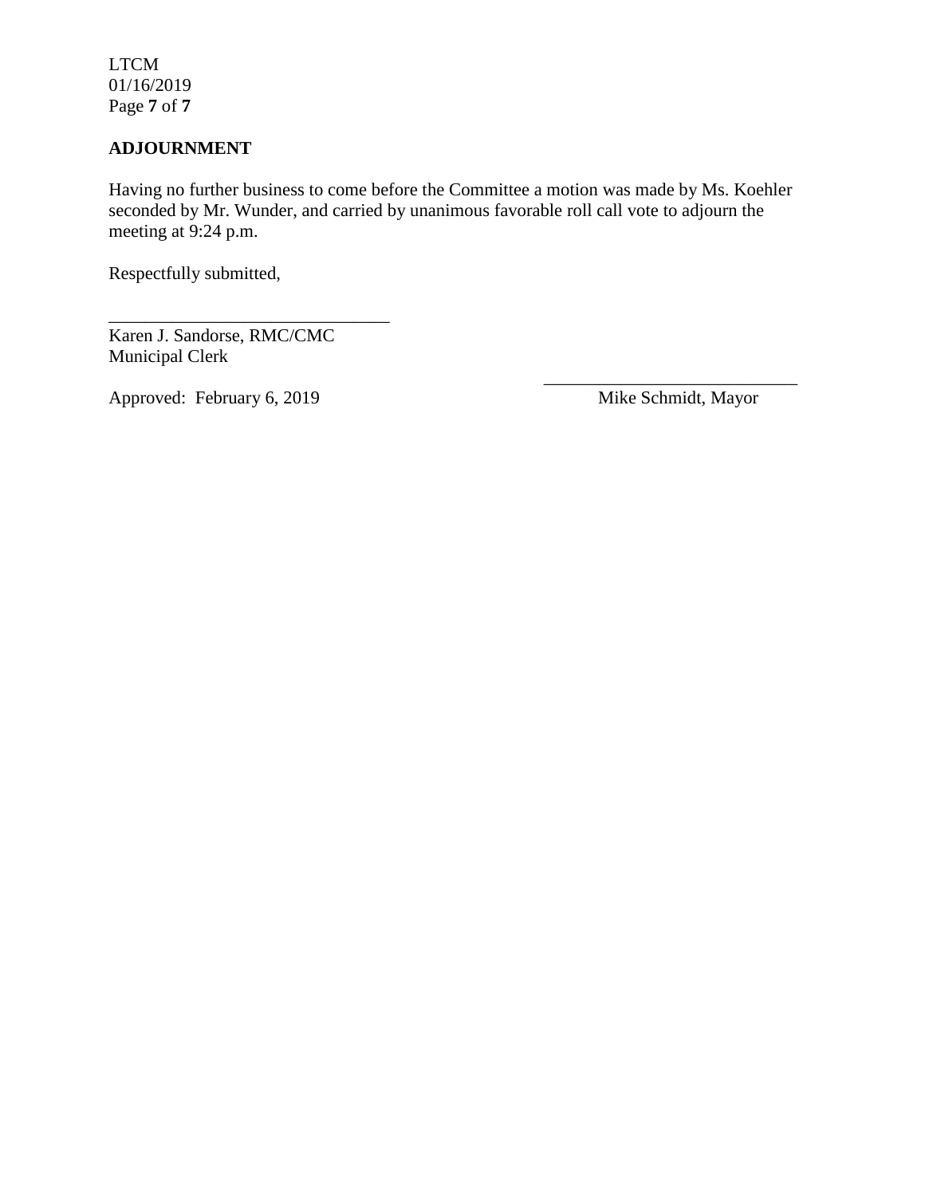## ADJOURNMENT

Having no further business to come before the Committee a motion was made by Ms. Koehler seconded by Mr. Wunder, and carried by unanimous favorable roll call vote to adjourn the meeting at 9:24 p.m.

Respectfully submitted,

_______________________________

Karen J. Sandorse, RMC/CMC
Municipal Clerk

_____________________________

Approved: February 6, 2019

Mike Schmidt, Mayor